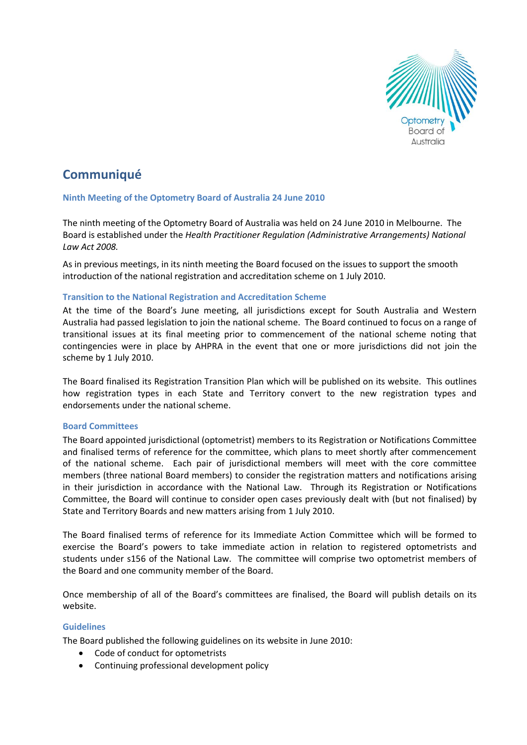# Communiqué

### Ninth Meeting of the Optometry Board of Australia 24 June 2010

The ninth meeting of the Optometry Board of Australia was held on 24 June 2010 in Melbourne. The Board is established under the *Health Practitioner Regulation (Administrative Arrangements) National Law Act 2008.*

As in previous meetings, in its ninth meeting the Board focused on the issues to support the smooth introduction of the national registration and accreditation scheme on 1 July 2010.

### Transition to the National Registration and Accreditation Scheme

At the time of the Board's June meeting, all jurisdictions except for South Australia and Western Australia had passed legislation to join the national scheme. The Board continued to focus on a range of transitional issues at its final meeting prior to commencement of the national scheme noting that contingencies were in place by AHPRA in the event that one or more jurisdictions did not join the scheme by 1 July 2010.

The Board finalised its Registration Transition Plan which will be published on its website. This outlines how registration types in each State and Territory convert to the new registration types and endorsements under the national scheme.

### Board Committees

The Board appointed jurisdictional (optometrist) members to its Registration or Notifications Committee and finalised terms of reference for the committee, which plans to meet shortly after commencement of the national scheme. Each pair of jurisdictional members will meet with the core committee members (three national Board members) to consider the registration matters and notifications arising in their jurisdiction in accordance with the National Law. Through its Registration or Notifications Committee, the Board will continue to consider open cases previously dealt with (but not finalised) by State and Territory Boards and new matters arising from 1 July 2010.

The Board finalised terms of reference for its Immediate Action Committee which will be formed to exercise the Board's powers to take immediate action in relation to registered optometrists and students under s156 of the National Law. The committee will comprise two optometrist members of the Board and one community member of the Board.

Once membership of all of the Board's committees are finalised, the Board will publish details on its website.

### Guidelines

The Board published the following guidelines on its website in June 2010:

- Code of conduct for optometrists
- Continuing professional development policy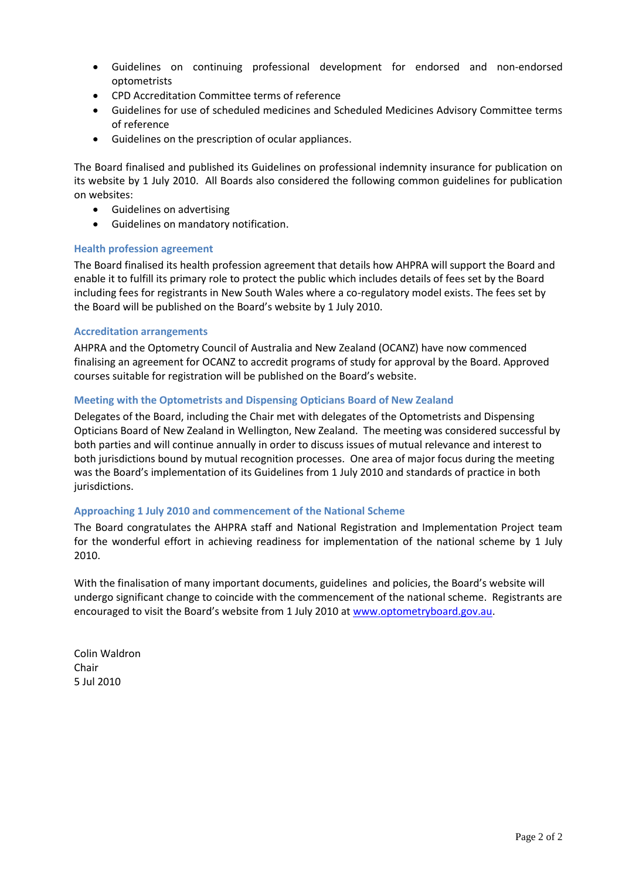- Guidelines on continuing professional development for endorsed and non-endorsed optometrists
- CPD Accreditation Committee terms of reference
- Guidelines for use of scheduled medicines and Scheduled Medicines Advisory Committee terms of reference
- Guidelines on the prescription of ocular appliances.

The Board finalised and published its Guidelines on professional indemnity insurance for publication on its website by 1 July 2010. All Boards also considered the following common guidelines for publication on websites:

- Guidelines on advertising
- Guidelines on mandatory notification.

### Health profession agreement

The Board finalised its health profession agreement that details how AHPRA will support the Board and enable it to fulfill its primary role to protect the public which includes details of fees set by the Board including fees for registrants in New South Wales where a co-regulatory model exists. The fees set by the Board will be published on the Board's website by 1 July 2010.

### Accreditation arrangements

AHPRA and the Optometry Council of Australia and New Zealand (OCANZ) have now commenced finalising an agreement for OCANZ to accredit programs of study for approval by the Board. Approved courses suitable for registration will be published on the Board's website.

### Meeting with the Optometrists and Dispensing Opticians Board of New Zealand

Delegates of the Board, including the Chair met with delegates of the Optometrists and Dispensing Opticians Board of New Zealand in Wellington, New Zealand. The meeting was considered successful by both parties and will continue annually in order to discuss issues of mutual relevance and interest to both jurisdictions bound by mutual recognition processes. One area of major focus during the meeting was the Board's implementation of its Guidelines from 1 July 2010 and standards of practice in both jurisdictions.

### Approaching 1 July 2010 and commencement of the National Scheme

The Board congratulates the AHPRA staff and National Registration and Implementation Project team for the wonderful effort in achieving readiness for implementation of the national scheme by 1 July 2010.

With the finalisation of many important documents, guidelines and policies, the Board's website will undergo significant change to coincide with the commencement of the national scheme. Registrants are encouraged to visit the Board's website from 1 July 2010 at www.optometryboard.gov.au.

Colin Waldron
Chair
5 Jul 2010